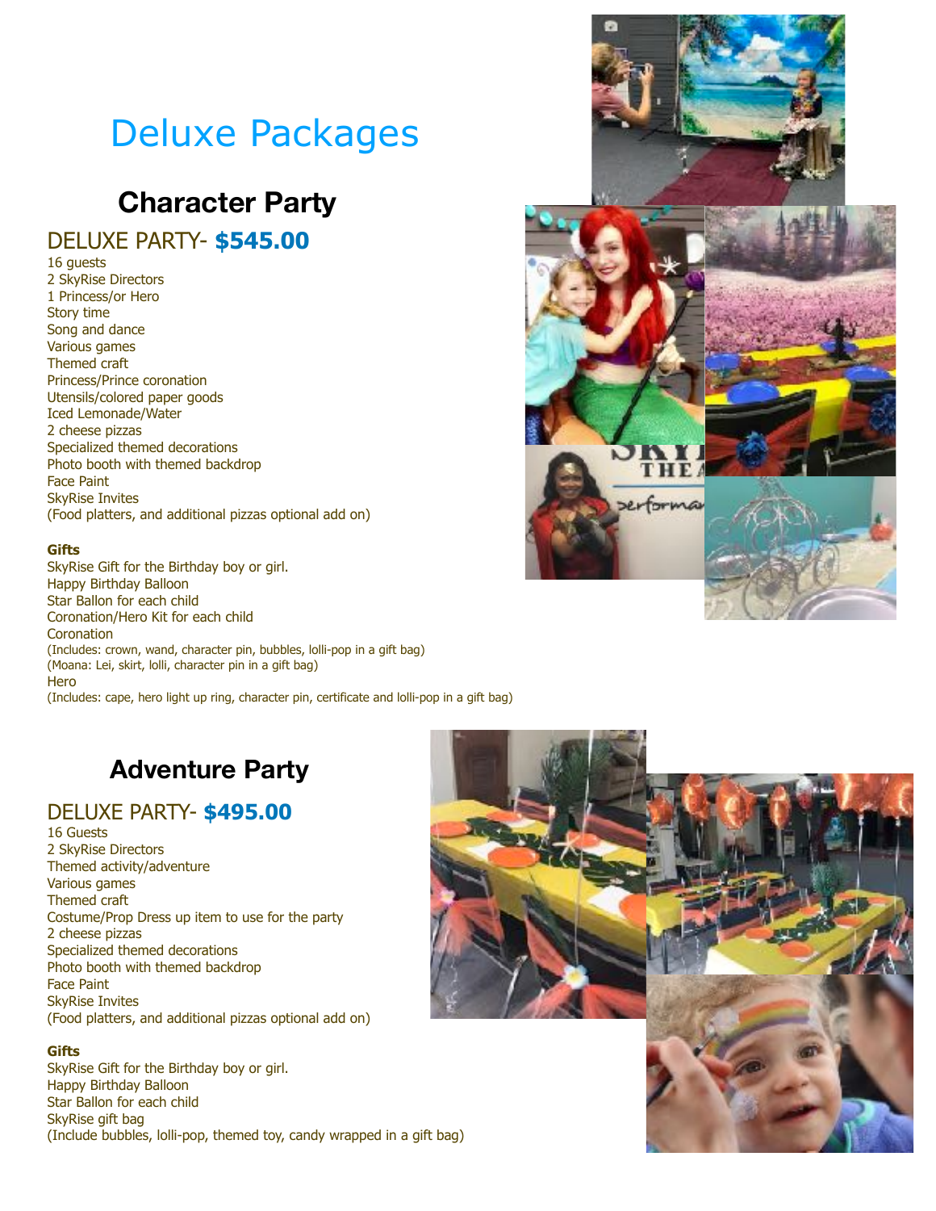# Deluxe Packages

## Character Party

### DELUXE PARTY- **$545.00**

16 guests
2 SkyRise Directors
1 Princess/or Hero
Story time
Song and dance
Various games
Themed craft
Princess/Prince coronation
Utensils/colored paper goods
Iced Lemonade/Water
2 cheese pizzas
Specialized themed decorations
Photo booth with themed backdrop
Face Paint
SkyRise Invites
(Food platters, and additional pizzas optional add on)

**Gifts**

SkyRise Gift for the Birthday boy or girl.
Happy Birthday Balloon
Star Ballon for each child
Coronation/Hero Kit for each child
Coronation
(Includes: crown, wand, character pin, bubbles, lolli-pop in a gift bag)
(Moana: Lei, skirt, lolli, character pin in a gift bag)
Hero
(Includes: cape, hero light up ring, character pin, certificate and lolli-pop in a gift bag)

## Adventure Party

### DELUXE PARTY- **$495.00**

16 Guests
2 SkyRise Directors
Themed activity/adventure
Various games
Themed craft
Costume/Prop Dress up item to use for the party
2 cheese pizzas
Specialized themed decorations
Photo booth with themed backdrop
Face Paint
SkyRise Invites
(Food platters, and additional pizzas optional add on)

**Gifts**

SkyRise Gift for the Birthday boy or girl.
Happy Birthday Balloon
Star Ballon for each child
SkyRise gift bag
(Include bubbles, lolli-pop, themed toy, candy wrapped in a gift bag)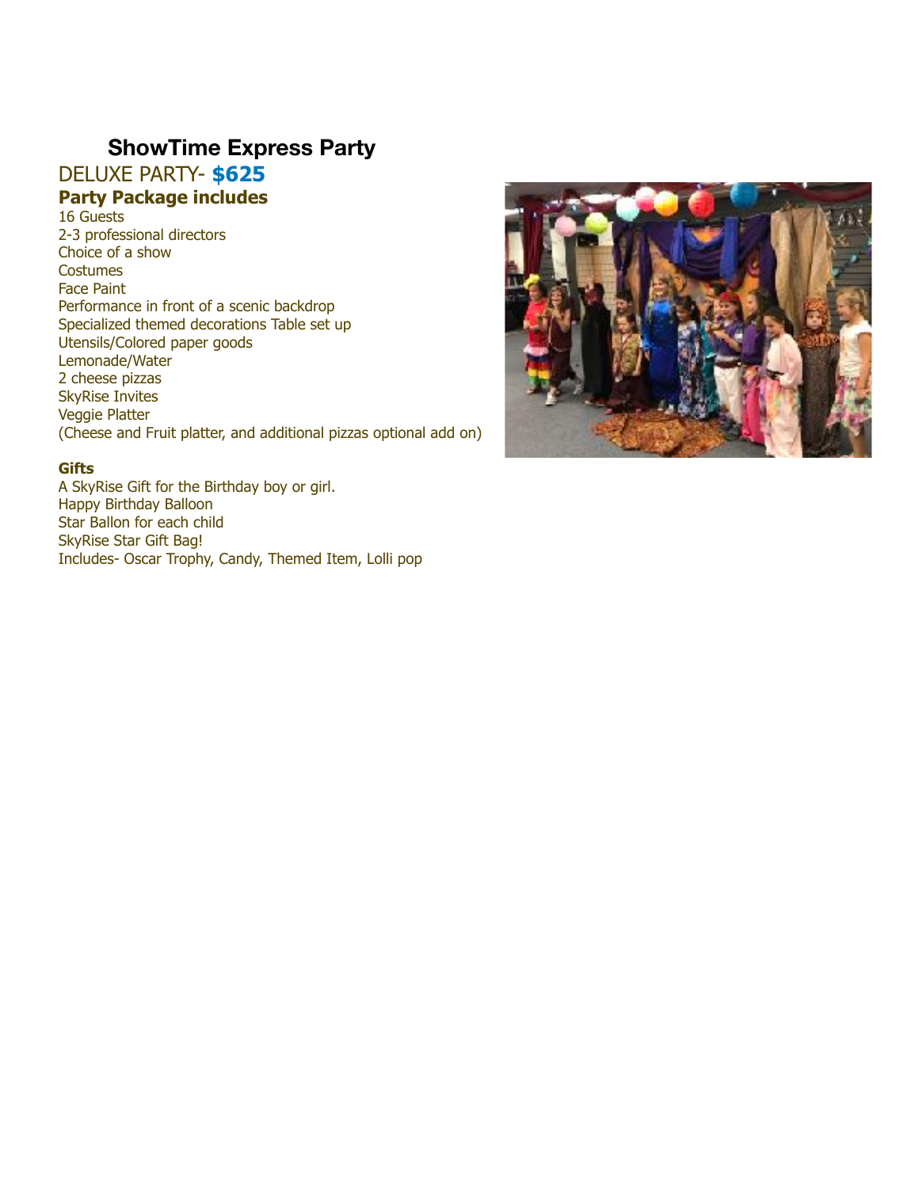## ShowTime Express Party

DELUXE PARTY- **$625**

### Party Package includes

16 Guests
2-3 professional directors
Choice of a show
Costumes
Face Paint
Performance in front of a scenic backdrop
Specialized themed decorations Table set up
Utensils/Colored paper goods
Lemonade/Water
2 cheese pizzas
SkyRise Invites
Veggie Platter
(Cheese and Fruit platter, and additional pizzas optional add on)

### Gifts

A SkyRise Gift for the Birthday boy or girl.
Happy Birthday Balloon
Star Ballon for each child
SkyRise Star Gift Bag!
Includes- Oscar Trophy, Candy, Themed Item, Lolli pop